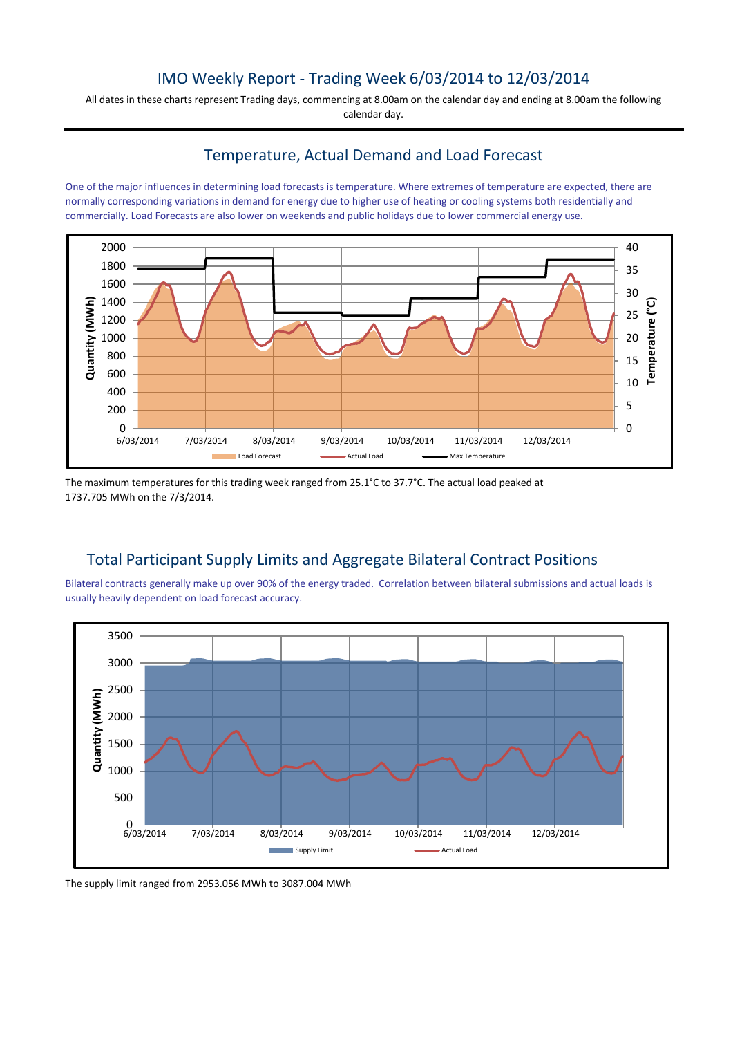# IMO Weekly Report - Trading Week 6/03/2014 to 12/03/2014

All dates in these charts represent Trading days, commencing at 8.00am on the calendar day and ending at 8.00am the following calendar day.

## Temperature, Actual Demand and Load Forecast

One of the major influences in determining load forecasts is temperature. Where extremes of temperature are expected, there are normally corresponding variations in demand for energy due to higher use of heating or cooling systems both residentially and commercially. Load Forecasts are also lower on weekends and public holidays due to lower commercial energy use.

The maximum temperatures for this trading week ranged from 25.1°C to 37.7°C. The actual load peaked at 1737.705 MWh on the 7/3/2014.

## Total Participant Supply Limits and Aggregate Bilateral Contract Positions

Bilateral contracts generally make up over 90% of the energy traded. Correlation between bilateral submissions and actual loads is usually heavily dependent on load forecast accuracy.

The supply limit ranged from 2953.056 MWh to 3087.004 MWh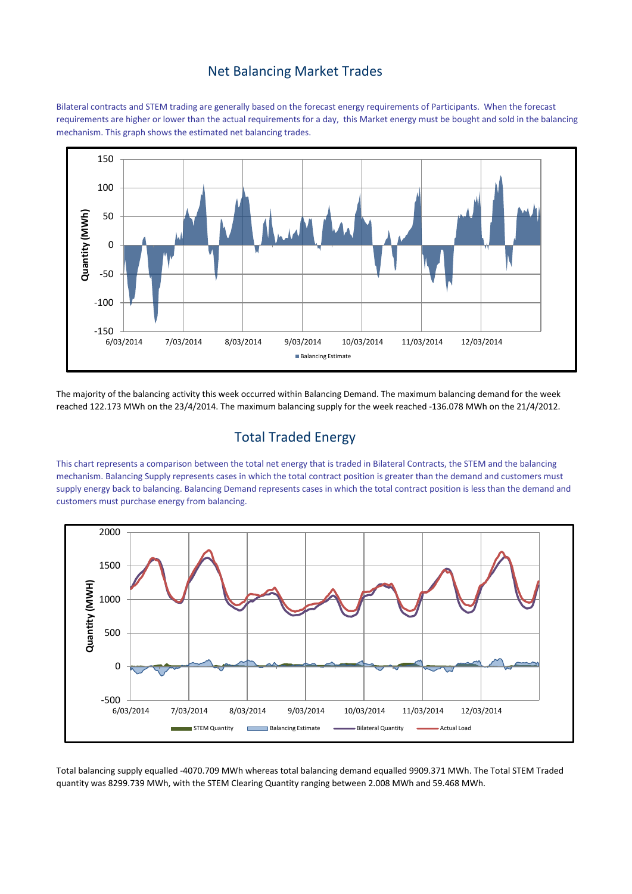## Net Balancing Market Trades

Bilateral contracts and STEM trading are generally based on the forecast energy requirements of Participants. When the forecast requirements are higher or lower than the actual requirements for a day, this Market energy must be bought and sold in the balancing mechanism. This graph shows the estimated net balancing trades.

The majority of the balancing activity this week occurred within Balancing Demand. The maximum balancing demand for the week reached 122.173 MWh on the 23/4/2014. The maximum balancing supply for the week reached -136.078 MWh on the 21/4/2012.

## Total Traded Energy

This chart represents a comparison between the total net energy that is traded in Bilateral Contracts, the STEM and the balancing mechanism. Balancing Supply represents cases in which the total contract position is greater than the demand and customers must supply energy back to balancing. Balancing Demand represents cases in which the total contract position is less than the demand and customers must purchase energy from balancing.

Total balancing supply equalled -4070.709 MWh whereas total balancing demand equalled 9909.371 MWh. The Total STEM Traded quantity was 8299.739 MWh, with the STEM Clearing Quantity ranging between 2.008 MWh and 59.468 MWh.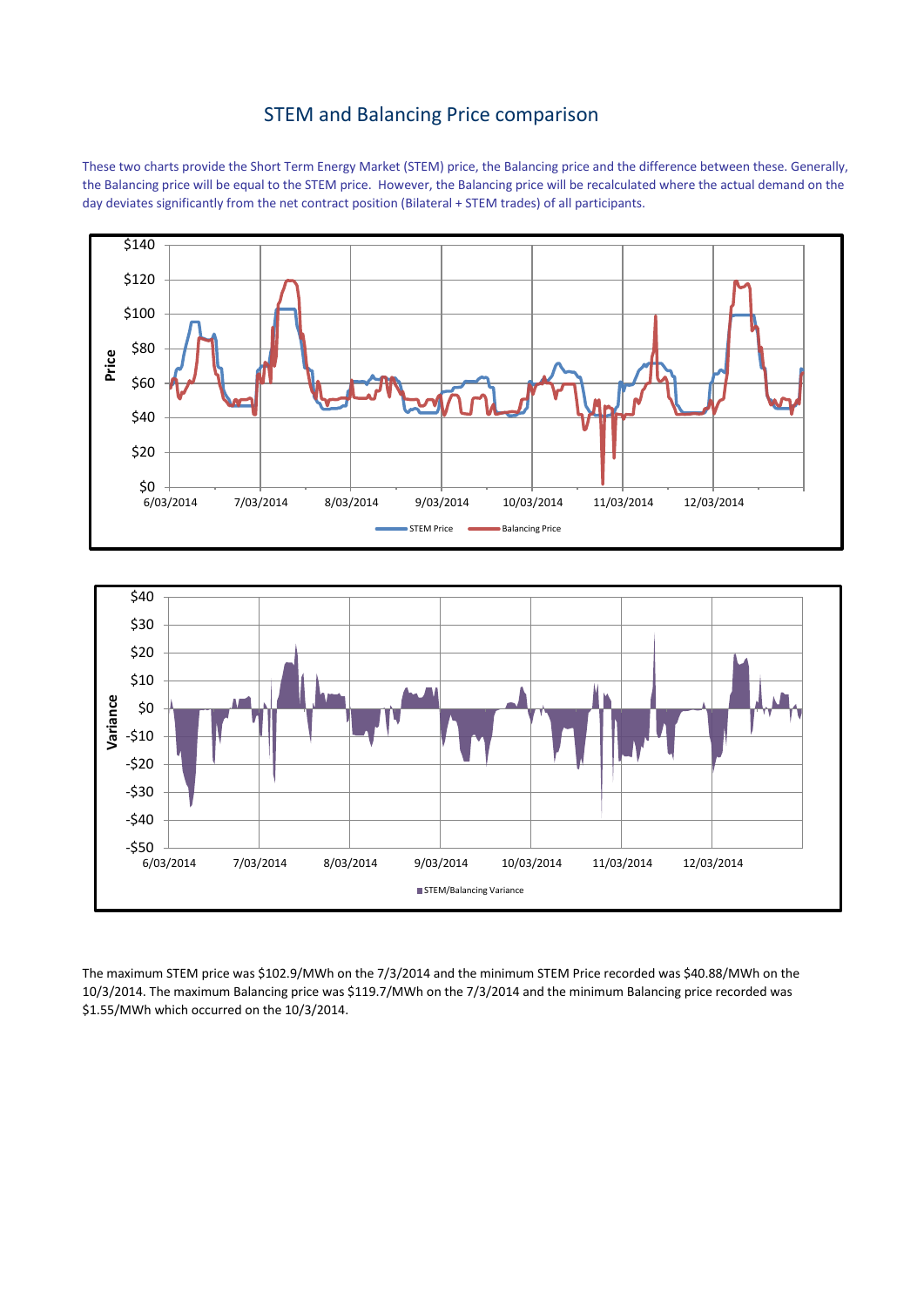# STEM and Balancing Price comparison

These two charts provide the Short Term Energy Market (STEM) price, the Balancing price and the difference between these. Generally, the Balancing price will be equal to the STEM price. However, the Balancing price will be recalculated where the actual demand on the day deviates significantly from the net contract position (Bilateral + STEM trades) of all participants.

Price

$140
$120
$100
$80
$60
$40
$20
$0

6/03/2014 7/03/2014 8/03/2014 9/03/2014 10/03/2014 11/03/2014 12/03/2014

STEM Price Balancing Price

Variance

$40
$30
$20
$10
$0
-$10
-$20
-$30
-$40
-$50

6/03/2014 7/03/2014 8/03/2014 9/03/2014 10/03/2014 11/03/2014 12/03/2014

STEM/Balancing Variance

The maximum STEM price was $102.9/MWh on the 7/3/2014 and the minimum STEM Price recorded was $40.88/MWh on the 10/3/2014. The maximum Balancing price was $119.7/MWh on the 7/3/2014 and the minimum Balancing price recorded was $1.55/MWh which occurred on the 10/3/2014.